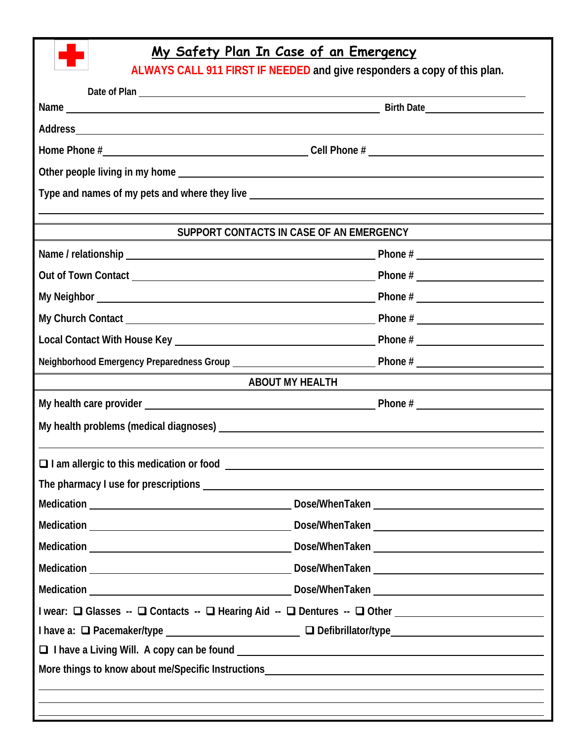# My Safety Plan In Case of an Emergency

**ALWAYS CALL 911 FIRST IF NEEDED and give responders a copy of this plan.**

Date of Plan ______________________________

Name ______________________________ Birth Date ______________

Address ______________________________

Home Phone # ______________________ Cell Phone # ______________________

Other people living in my home ______________________________

Type and names of my pets and where they live ______________________________

______________________________

## SUPPORT CONTACTS IN CASE OF AN EMERGENCY

Name / relationship ______________________ Phone # ______________

Out of Town Contact ______________________ Phone # ______________

My Neighbor ______________________ Phone # ______________

My Church Contact ______________________ Phone # ______________

Local Contact With House Key ______________________ Phone # ______________

Neighborhood Emergency Preparedness Group ______________________ Phone # ______________

## ABOUT MY HEALTH

My health care provider ______________________ Phone # ______________

My health problems (medical diagnoses) ______________________________

______________________________

❑ I am allergic to this medication or food ______________________________

The pharmacy I use for prescriptions ______________________________

Medication ______________________ Dose/WhenTaken ______________________

Medication ______________________ Dose/WhenTaken ______________________

Medication ______________________ Dose/WhenTaken ______________________

Medication ______________________ Dose/WhenTaken ______________________

Medication ______________________ Dose/WhenTaken ______________________

I wear: ❑ Glasses -- ❑ Contacts -- ❑ Hearing Aid -- ❑ Dentures -- ❑ Other ______________

I have a: ❑ Pacemaker/type ______________ ❑ Defibrillator/type ______________

❑ I have a Living Will. A copy can be found ______________________________

More things to know about me/Specific Instructions ______________________________

______________________________

______________________________

______________________________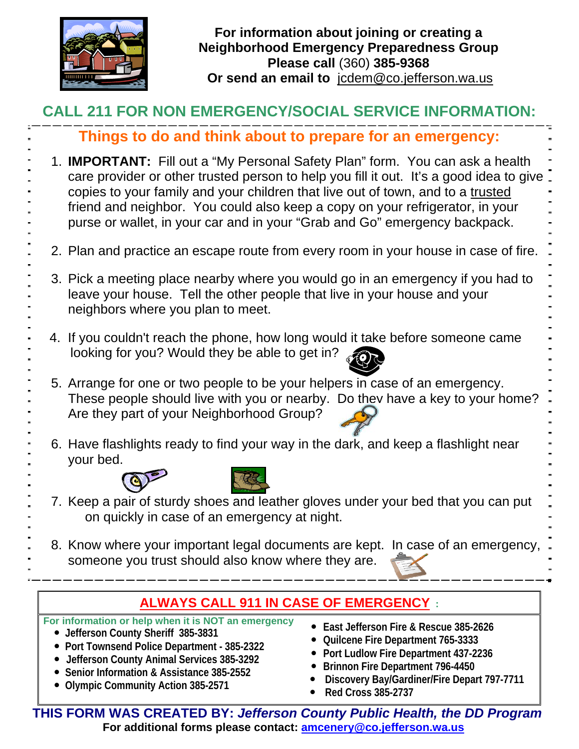**For information about joining or creating a Neighborhood Emergency Preparedness Group**
**Please call** (360) **385-9368**
**Or send an email to** jcdem@co.jefferson.wa.us

## CALL 211 FOR NON EMERGENCY/SOCIAL SERVICE INFORMATION:

## Things to do and think about to prepare for an emergency:

1. **IMPORTANT:** Fill out a "My Personal Safety Plan" form. You can ask a health care provider or other trusted person to help you fill it out. It's a good idea to give copies to your family and your children that live out of town, and to a trusted friend and neighbor. You could also keep a copy on your refrigerator, in your purse or wallet, in your car and in your "Grab and Go" emergency backpack.
2. Plan and practice an escape route from every room in your house in case of fire.
3. Pick a meeting place nearby where you would go in an emergency if you had to leave your house. Tell the other people that live in your house and your neighbors where you plan to meet.
4. If you couldn't reach the phone, how long would it take before someone came looking for you? Would they be able to get in?
5. Arrange for one or two people to be your helpers in case of an emergency. These people should live with you or nearby. Do they have a key to your home? Are they part of your Neighborhood Group?
6. Have flashlights ready to find your way in the dark, and keep a flashlight near your bed.
7. Keep a pair of sturdy shoes and leather gloves under your bed that you can put on quickly in case of an emergency at night.
8. Know where your important legal documents are kept. In case of an emergency, someone you trust should also know where they are.

## ALWAYS CALL 911 IN CASE OF EMERGENCY :

For information or help when it is NOT an emergency

- **Jefferson County Sheriff 385-3831**
- **Port Townsend Police Department - 385-2322**
- **Jefferson County Animal Services 385-3292**
- **Senior Information & Assistance 385-2552**
- **Olympic Community Action 385-2571**
- **East Jefferson Fire & Rescue 385-2626**
- **Quilcene Fire Department 765-3333**
- **Port Ludlow Fire Department 437-2236**
- **Brinnon Fire Department 796-4450**
- **Discovery Bay/Gardiner/Fire Depart 797-7711**
- **Red Cross 385-2737**

**THIS FORM WAS CREATED BY:** ***Jefferson County Public Health, the DD Program***
**For additional forms please contact: amcenery@co.jefferson.wa.us**